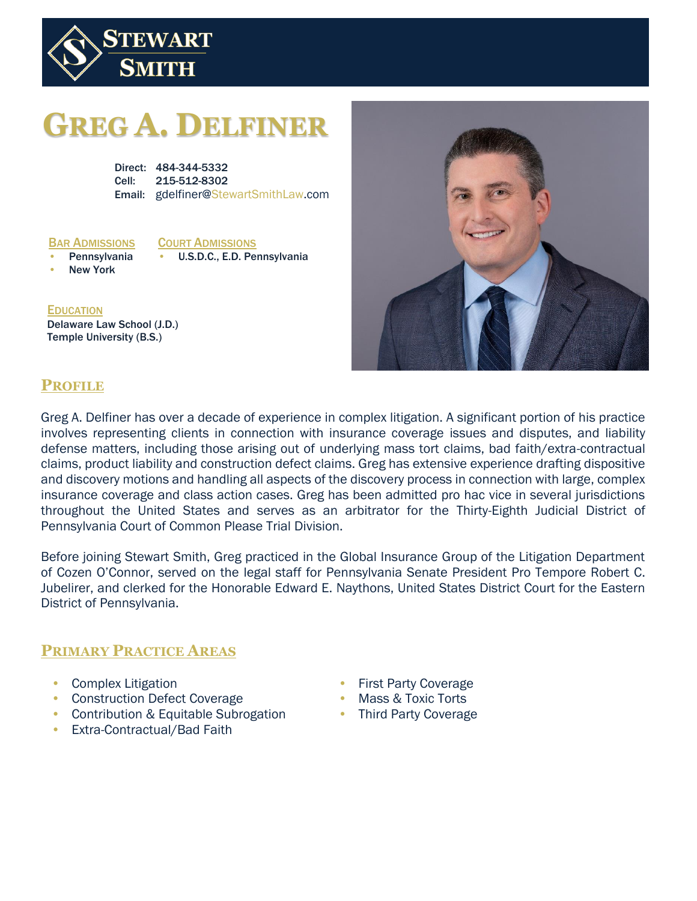**STEWART SMITH**

# GREG A. DELFINER

Direct: 484-344-5332
Cell: 215-512-8302
Email: gdelfiner@StewartSmithLaw.com

### BAR ADMISSIONS

- Pennsylvania
- New York

### COURT ADMISSIONS

- U.S.D.C., E.D. Pennsylvania

### EDUCATION

Delaware Law School (J.D.)
Temple University (B.S.)

## PROFILE

Greg A. Delfiner has over a decade of experience in complex litigation. A significant portion of his practice involves representing clients in connection with insurance coverage issues and disputes, and liability defense matters, including those arising out of underlying mass tort claims, bad faith/extra-contractual claims, product liability and construction defect claims. Greg has extensive experience drafting dispositive and discovery motions and handling all aspects of the discovery process in connection with large, complex insurance coverage and class action cases. Greg has been admitted pro hac vice in several jurisdictions throughout the United States and serves as an arbitrator for the Thirty-Eighth Judicial District of Pennsylvania Court of Common Please Trial Division.

Before joining Stewart Smith, Greg practiced in the Global Insurance Group of the Litigation Department of Cozen O'Connor, served on the legal staff for Pennsylvania Senate President Pro Tempore Robert C. Jubelirer, and clerked for the Honorable Edward E. Naythons, United States District Court for the Eastern District of Pennsylvania.

## PRIMARY PRACTICE AREAS

- Complex Litigation
- Construction Defect Coverage
- Contribution & Equitable Subrogation
- Extra-Contractual/Bad Faith
- First Party Coverage
- Mass & Toxic Torts
- Third Party Coverage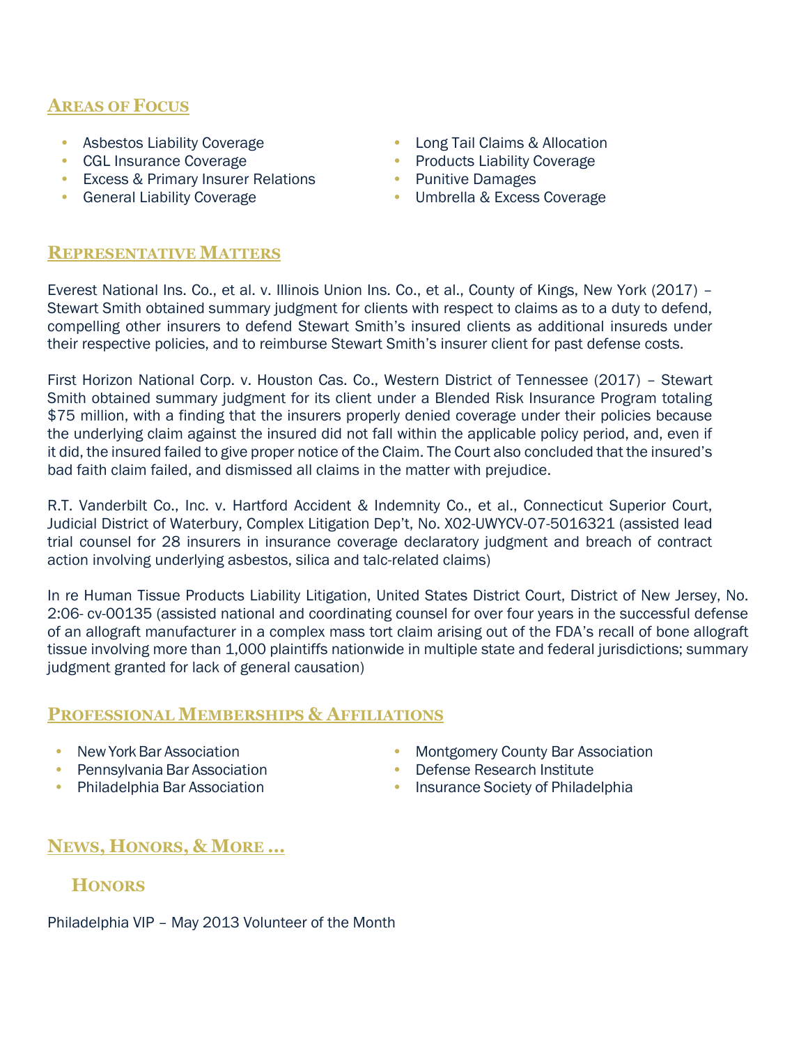## Areas of Focus

- Asbestos Liability Coverage
- CGL Insurance Coverage
- Excess & Primary Insurer Relations
- General Liability Coverage
- Long Tail Claims & Allocation
- Products Liability Coverage
- Punitive Damages
- Umbrella & Excess Coverage

## Representative Matters

Everest National Ins. Co., et al. v. Illinois Union Ins. Co., et al., County of Kings, New York (2017) – Stewart Smith obtained summary judgment for clients with respect to claims as to a duty to defend, compelling other insurers to defend Stewart Smith's insured clients as additional insureds under their respective policies, and to reimburse Stewart Smith's insurer client for past defense costs.

First Horizon National Corp. v. Houston Cas. Co., Western District of Tennessee (2017) – Stewart Smith obtained summary judgment for its client under a Blended Risk Insurance Program totaling $75 million, with a finding that the insurers properly denied coverage under their policies because the underlying claim against the insured did not fall within the applicable policy period, and, even if it did, the insured failed to give proper notice of the Claim. The Court also concluded that the insured's bad faith claim failed, and dismissed all claims in the matter with prejudice.

R.T. Vanderbilt Co., Inc. v. Hartford Accident & Indemnity Co., et al., Connecticut Superior Court, Judicial District of Waterbury, Complex Litigation Dep't, No. X02-UWYCV-07-5016321 (assisted lead trial counsel for 28 insurers in insurance coverage declaratory judgment and breach of contract action involving underlying asbestos, silica and talc-related claims)

In re Human Tissue Products Liability Litigation, United States District Court, District of New Jersey, No. 2:06- cv-00135 (assisted national and coordinating counsel for over four years in the successful defense of an allograft manufacturer in a complex mass tort claim arising out of the FDA's recall of bone allograft tissue involving more than 1,000 plaintiffs nationwide in multiple state and federal jurisdictions; summary judgment granted for lack of general causation)

## Professional Memberships & Affiliations

- New York Bar Association
- Pennsylvania Bar Association
- Philadelphia Bar Association
- Montgomery County Bar Association
- Defense Research Institute
- Insurance Society of Philadelphia

## News, Honors, & More …

### Honors

Philadelphia VIP – May 2013 Volunteer of the Month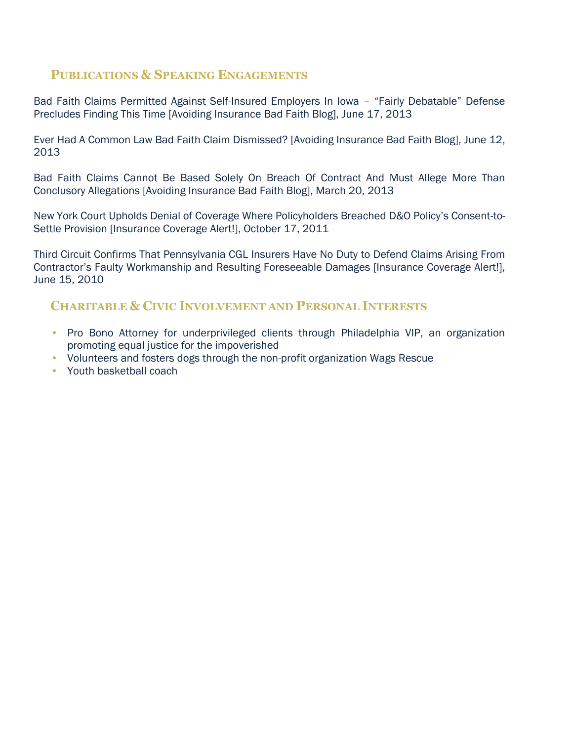## Publications & Speaking Engagements

Bad Faith Claims Permitted Against Self-Insured Employers In Iowa – “Fairly Debatable” Defense Precludes Finding This Time [Avoiding Insurance Bad Faith Blog], June 17, 2013

Ever Had A Common Law Bad Faith Claim Dismissed? [Avoiding Insurance Bad Faith Blog], June 12, 2013

Bad Faith Claims Cannot Be Based Solely On Breach Of Contract And Must Allege More Than Conclusory Allegations [Avoiding Insurance Bad Faith Blog], March 20, 2013

New York Court Upholds Denial of Coverage Where Policyholders Breached D&O Policy’s Consent-to-Settle Provision [Insurance Coverage Alert!], October 17, 2011

Third Circuit Confirms That Pennsylvania CGL Insurers Have No Duty to Defend Claims Arising From Contractor’s Faulty Workmanship and Resulting Foreseeable Damages [Insurance Coverage Alert!], June 15, 2010

## Charitable & Civic Involvement and Personal Interests

- Pro Bono Attorney for underprivileged clients through Philadelphia VIP, an organization promoting equal justice for the impoverished
- Volunteers and fosters dogs through the non-profit organization Wags Rescue
- Youth basketball coach